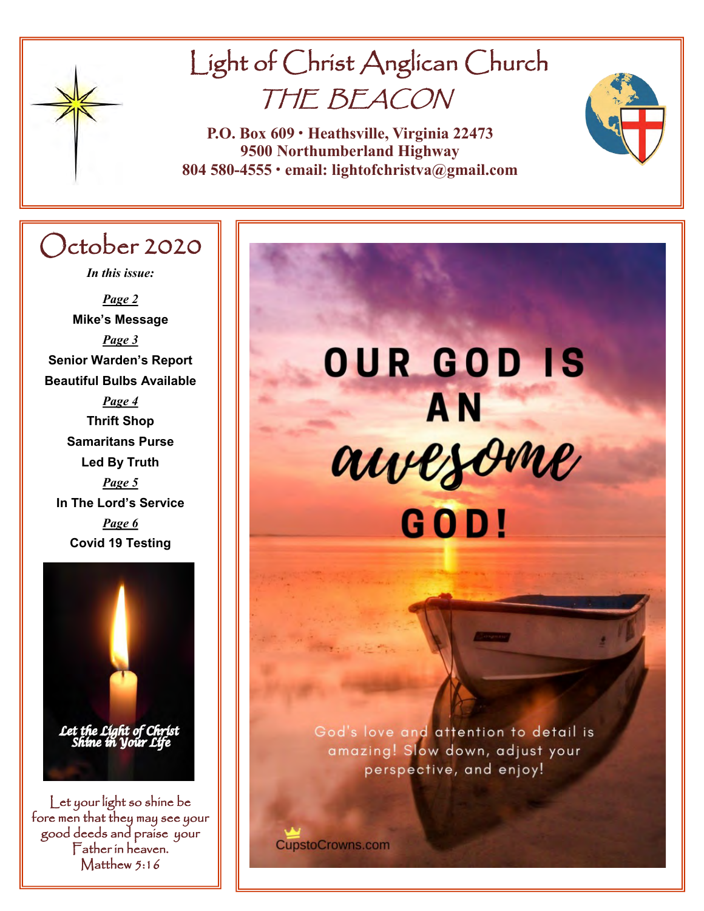# Light of Christ Anglican Church

## THE BEACON

**P.O. Box 609 • Heathsville, Virginia 22473**
**9500 Northumberland Highway**
**804 580-4555 • email: lightofchristva@gmail.com**

## October 2020

*In this issue:*

*Page 2*
**Mike's Message**

*Page 3*
**Senior Warden's Report**
**Beautiful Bulbs Available**

*Page 4*
**Thrift Shop**
**Samaritans Purse**
**Led By Truth**

*Page 5*
**In The Lord's Service**

*Page 6*
**Covid 19 Testing**

*Let the Light of Christ Shine in Your Life*

Let your light so shine before men that they may see your good deeds and praise your Father in heaven.
Matthew 5:16

**OUR GOD IS AN *awesome* GOD!**

God's love and attention to detail is amazing! Slow down, adjust your perspective, and enjoy!

CupstoCrowns.com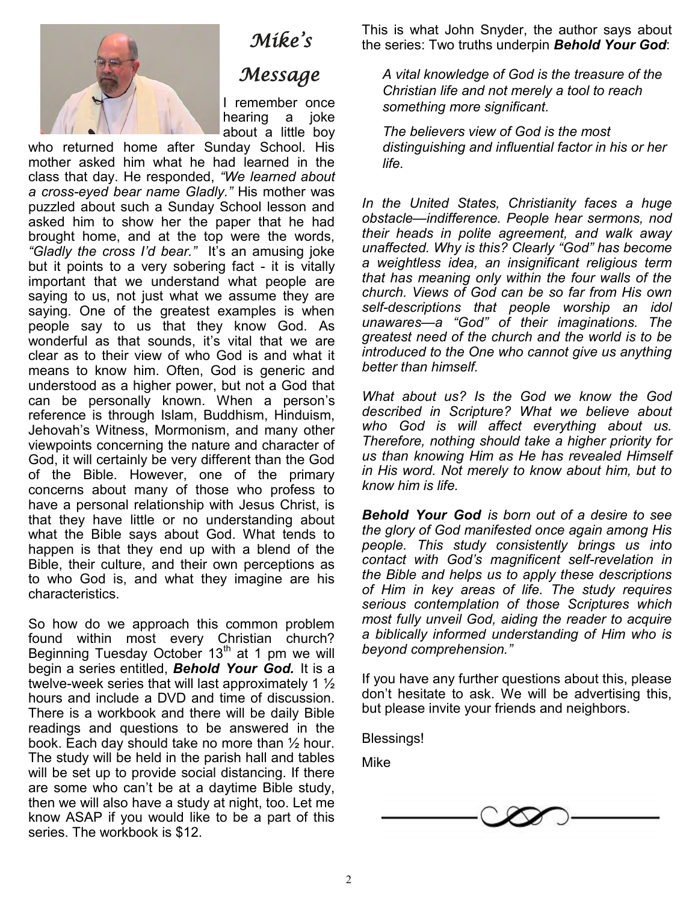# *Mike's Message*

I remember once hearing a joke about a little boy who returned home after Sunday School. His mother asked him what he had learned in the class that day. He responded, *"We learned about a cross-eyed bear name Gladly."* His mother was puzzled about such a Sunday School lesson and asked him to show her the paper that he had brought home, and at the top were the words, *"Gladly the cross I'd bear."* It's an amusing joke but it points to a very sobering fact - it is vitally important that we understand what people are saying to us, not just what we assume they are saying. One of the greatest examples is when people say to us that they know God. As wonderful as that sounds, it's vital that we are clear as to their view of who God is and what it means to know him. Often, God is generic and understood as a higher power, but not a God that can be personally known. When a person's reference is through Islam, Buddhism, Hinduism, Jehovah's Witness, Mormonism, and many other viewpoints concerning the nature and character of God, it will certainly be very different than the God of the Bible. However, one of the primary concerns about many of those who profess to have a personal relationship with Jesus Christ, is that they have little or no understanding about what the Bible says about God. What tends to happen is that they end up with a blend of the Bible, their culture, and their own perceptions as to who God is, and what they imagine are his characteristics.

So how do we approach this common problem found within most every Christian church? Beginning Tuesday October 13th at 1 pm we will begin a series entitled, ***Behold Your God.*** It is a twelve-week series that will last approximately 1 ½ hours and include a DVD and time of discussion. There is a workbook and there will be daily Bible readings and questions to be answered in the book. Each day should take no more than ½ hour. The study will be held in the parish hall and tables will be set up to provide social distancing. If there are some who can't be at a daytime Bible study, then we will also have a study at night, too. Let me know ASAP if you would like to be a part of this series. The workbook is $12.

This is what John Snyder, the author says about the series: Two truths underpin ***Behold Your God***:

> *A vital knowledge of God is the treasure of the Christian life and not merely a tool to reach something more significant.*
>
> *The believers view of God is the most distinguishing and influential factor in his or her life.*

*In the United States, Christianity faces a huge obstacle—indifference. People hear sermons, nod their heads in polite agreement, and walk away unaffected. Why is this? Clearly "God" has become a weightless idea, an insignificant religious term that has meaning only within the four walls of the church. Views of God can be so far from His own self-descriptions that people worship an idol unawares—a "God" of their imaginations. The greatest need of the church and the world is to be introduced to the One who cannot give us anything better than himself.*

*What about us? Is the God we know the God described in Scripture? What we believe about who God is will affect everything about us. Therefore, nothing should take a higher priority for us than knowing Him as He has revealed Himself in His word. Not merely to know about him, but to know him is life.*

***Behold Your God*** *is born out of a desire to see the glory of God manifested once again among His people. This study consistently brings us into contact with God's magnificent self-revelation in the Bible and helps us to apply these descriptions of Him in key areas of life. The study requires serious contemplation of those Scriptures which most fully unveil God, aiding the reader to acquire a biblically informed understanding of Him who is beyond comprehension."*

If you have any further questions about this, please don't hesitate to ask. We will be advertising this, but please invite your friends and neighbors.

Blessings!

Mike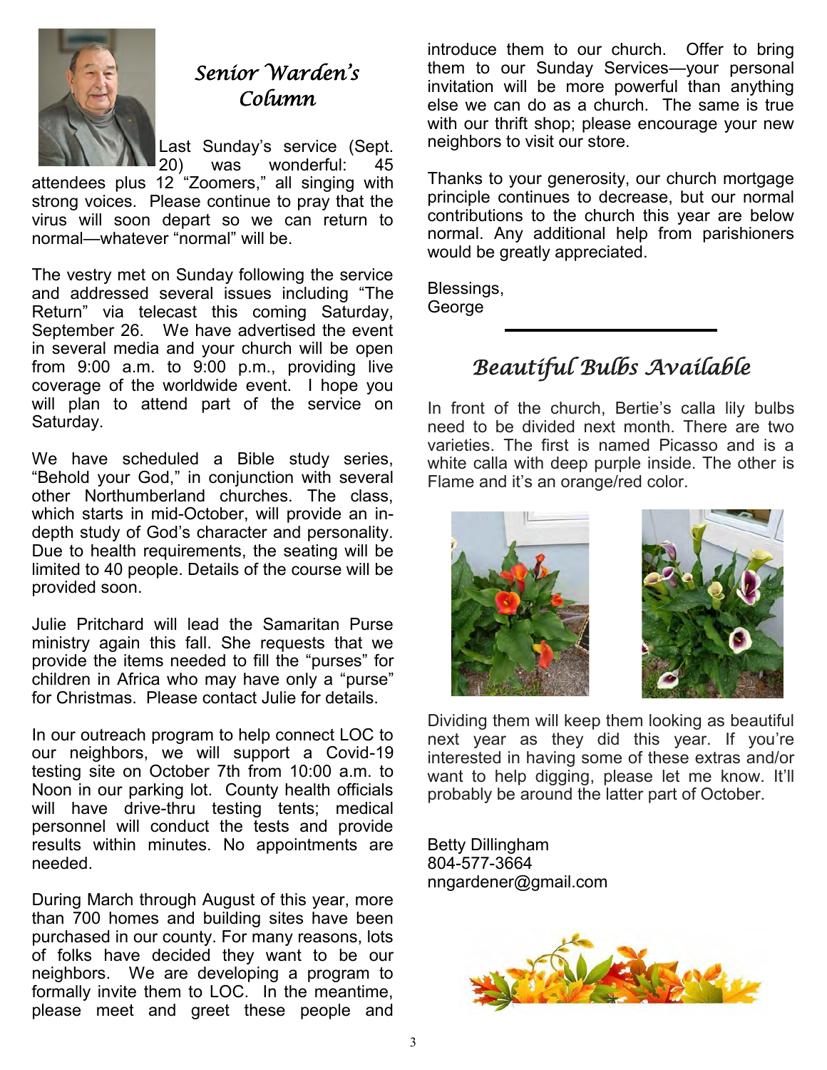## *Senior Warden's Column*

Last Sunday's service (Sept. 20) was wonderful: 45 attendees plus 12 "Zoomers," all singing with strong voices. Please continue to pray that the virus will soon depart so we can return to normal—whatever "normal" will be.

The vestry met on Sunday following the service and addressed several issues including "The Return" via telecast this coming Saturday, September 26. We have advertised the event in several media and your church will be open from 9:00 a.m. to 9:00 p.m., providing live coverage of the worldwide event. I hope you will plan to attend part of the service on Saturday.

We have scheduled a Bible study series, "Behold your God," in conjunction with several other Northumberland churches. The class, which starts in mid-October, will provide an in-depth study of God's character and personality. Due to health requirements, the seating will be limited to 40 people. Details of the course will be provided soon.

Julie Pritchard will lead the Samaritan Purse ministry again this fall. She requests that we provide the items needed to fill the "purses" for children in Africa who may have only a "purse" for Christmas. Please contact Julie for details.

In our outreach program to help connect LOC to our neighbors, we will support a Covid-19 testing site on October 7th from 10:00 a.m. to Noon in our parking lot. County health officials will have drive-thru testing tents; medical personnel will conduct the tests and provide results within minutes. No appointments are needed.

During March through August of this year, more than 700 homes and building sites have been purchased in our county. For many reasons, lots of folks have decided they want to be our neighbors. We are developing a program to formally invite them to LOC. In the meantime, please meet and greet these people and introduce them to our church. Offer to bring them to our Sunday Services—your personal invitation will be more powerful than anything else we can do as a church. The same is true with our thrift shop; please encourage your new neighbors to visit our store.

Thanks to your generosity, our church mortgage principle continues to decrease, but our normal contributions to the church this year are below normal. Any additional help from parishioners would be greatly appreciated.

Blessings,
George

## *Beautiful Bulbs Available*

In front of the church, Bertie's calla lily bulbs need to be divided next month. There are two varieties. The first is named Picasso and is a white calla with deep purple inside. The other is Flame and it's an orange/red color.

Dividing them will keep them looking as beautiful next year as they did this year. If you're interested in having some of these extras and/or want to help digging, please let me know. It'll probably be around the latter part of October.

Betty Dillingham
804-577-3664
nngardener@gmail.com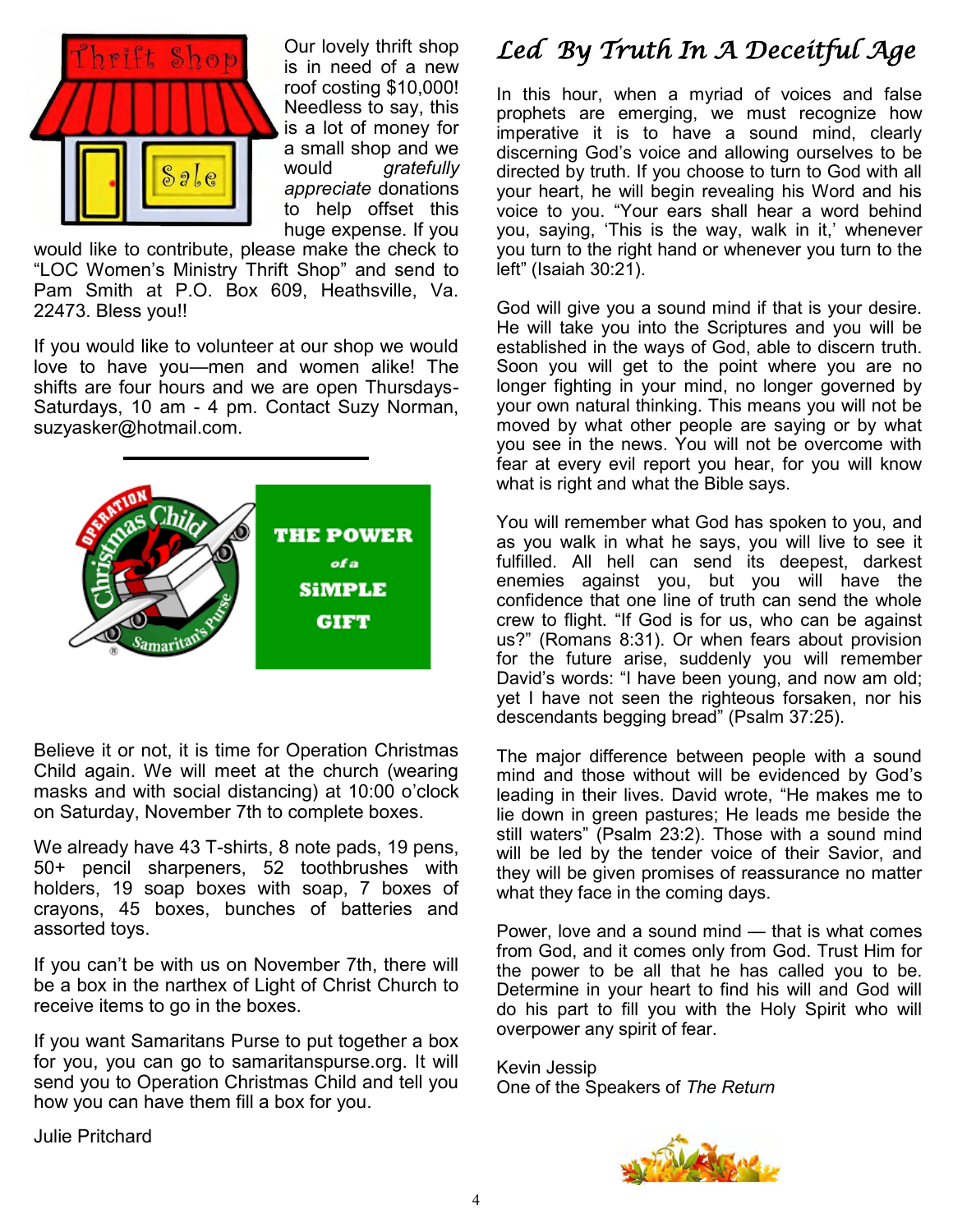Our lovely thrift shop is in need of a new roof costing $10,000! Needless to say, this is a lot of money for a small shop and we would *gratefully appreciate* donations to help offset this huge expense. If you would like to contribute, please make the check to "LOC Women's Ministry Thrift Shop" and send to Pam Smith at P.O. Box 609, Heathsville, Va. 22473. Bless you!!

If you would like to volunteer at our shop we would love to have you—men and women alike! The shifts are four hours and we are open Thursdays-Saturdays, 10 am - 4 pm. Contact Suzy Norman, suzyasker@hotmail.com.

---

**THE POWER *of a* SIMPLE GIFT**

Believe it or not, it is time for Operation Christmas Child again. We will meet at the church (wearing masks and with social distancing) at 10:00 o'clock on Saturday, November 7th to complete boxes.

We already have 43 T-shirts, 8 note pads, 19 pens, 50+ pencil sharpeners, 52 toothbrushes with holders, 19 soap boxes with soap, 7 boxes of crayons, 45 boxes, bunches of batteries and assorted toys.

If you can't be with us on November 7th, there will be a box in the narthex of Light of Christ Church to receive items to go in the boxes.

If you want Samaritans Purse to put together a box for you, you can go to samaritanspurse.org. It will send you to Operation Christmas Child and tell you how you can have them fill a box for you.

Julie Pritchard

# *Led By Truth In A Deceitful Age*

In this hour, when a myriad of voices and false prophets are emerging, we must recognize how imperative it is to have a sound mind, clearly discerning God's voice and allowing ourselves to be directed by truth. If you choose to turn to God with all your heart, he will begin revealing his Word and his voice to you. "Your ears shall hear a word behind you, saying, 'This is the way, walk in it,' whenever you turn to the right hand or whenever you turn to the left" (Isaiah 30:21).

God will give you a sound mind if that is your desire. He will take you into the Scriptures and you will be established in the ways of God, able to discern truth. Soon you will get to the point where you are no longer fighting in your mind, no longer governed by your own natural thinking. This means you will not be moved by what other people are saying or by what you see in the news. You will not be overcome with fear at every evil report you hear, for you will know what is right and what the Bible says.

You will remember what God has spoken to you, and as you walk in what he says, you will live to see it fulfilled. All hell can send its deepest, darkest enemies against you, but you will have the confidence that one line of truth can send the whole crew to flight. "If God is for us, who can be against us?" (Romans 8:31). Or when fears about provision for the future arise, suddenly you will remember David's words: "I have been young, and now am old; yet I have not seen the righteous forsaken, nor his descendants begging bread" (Psalm 37:25).

The major difference between people with a sound mind and those without will be evidenced by God's leading in their lives. David wrote, "He makes me to lie down in green pastures; He leads me beside the still waters" (Psalm 23:2). Those with a sound mind will be led by the tender voice of their Savior, and they will be given promises of reassurance no matter what they face in the coming days.

Power, love and a sound mind — that is what comes from God, and it comes only from God. Trust Him for the power to be all that he has called you to be. Determine in your heart to find his will and God will do his part to fill you with the Holy Spirit who will overpower any spirit of fear.

Kevin Jessip
One of the Speakers of *The Return*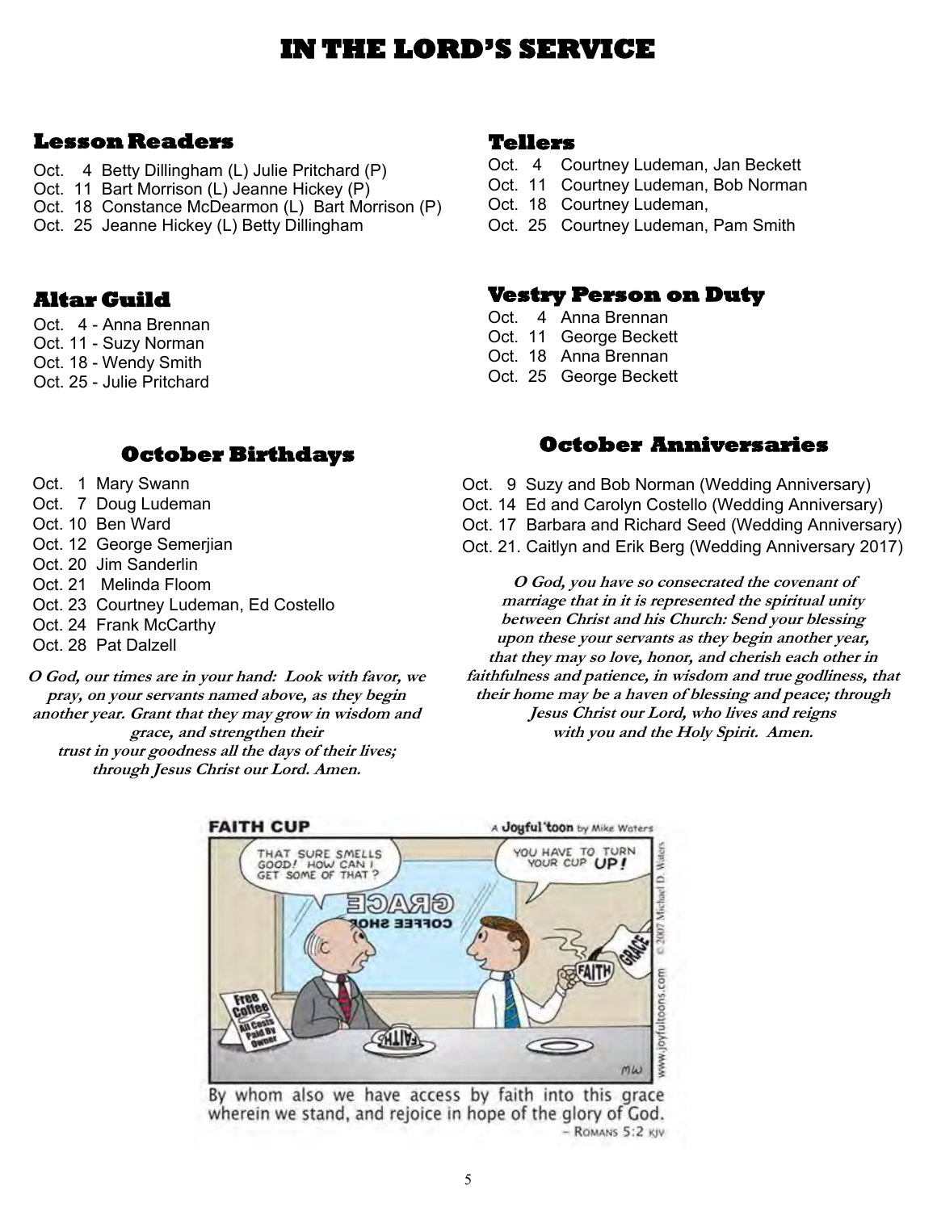# IN THE LORD'S SERVICE

## Lesson Readers

Oct. 4 Betty Dillingham (L) Julie Pritchard (P)
Oct. 11 Bart Morrison (L) Jeanne Hickey (P)
Oct. 18 Constance McDearmon (L) Bart Morrison (P)
Oct. 25 Jeanne Hickey (L) Betty Dillingham

## Tellers

Oct. 4 Courtney Ludeman, Jan Beckett
Oct. 11 Courtney Ludeman, Bob Norman
Oct. 18 Courtney Ludeman,
Oct. 25 Courtney Ludeman, Pam Smith

## Altar Guild

Oct. 4 - Anna Brennan
Oct. 11 - Suzy Norman
Oct. 18 - Wendy Smith
Oct. 25 - Julie Pritchard

## Vestry Person on Duty

Oct. 4 Anna Brennan
Oct. 11 George Beckett
Oct. 18 Anna Brennan
Oct. 25 George Beckett

## October Birthdays

Oct. 1 Mary Swann
Oct. 7 Doug Ludeman
Oct. 10 Ben Ward
Oct. 12 George Semerjian
Oct. 20 Jim Sanderlin
Oct. 21 Melinda Floom
Oct. 23 Courtney Ludeman, Ed Costello
Oct. 24 Frank McCarthy
Oct. 28 Pat Dalzell

***O God, our times are in your hand: Look with favor, we pray, on your servants named above, as they begin another year. Grant that they may grow in wisdom and grace, and strengthen their trust in your goodness all the days of their lives; through Jesus Christ our Lord. Amen.***

## October Anniversaries

Oct. 9 Suzy and Bob Norman (Wedding Anniversary)
Oct. 14 Ed and Carolyn Costello (Wedding Anniversary)
Oct. 17 Barbara and Richard Seed (Wedding Anniversary)
Oct. 21. Caitlyn and Erik Berg (Wedding Anniversary 2017)

***O God, you have so consecrated the covenant of marriage that in it is represented the spiritual unity between Christ and his Church: Send your blessing upon these your servants as they begin another year, that they may so love, honor, and cherish each other in faithfulness and patience, in wisdom and true godliness, that their home may be a haven of blessing and peace; through Jesus Christ our Lord, who lives and reigns with you and the Holy Spirit. Amen.***

**FAITH CUP** — A Joyful 'toon by Mike Waters

By whom also we have access by faith into this grace wherein we stand, and rejoice in hope of the glory of God.
– Romans 5:2 KJV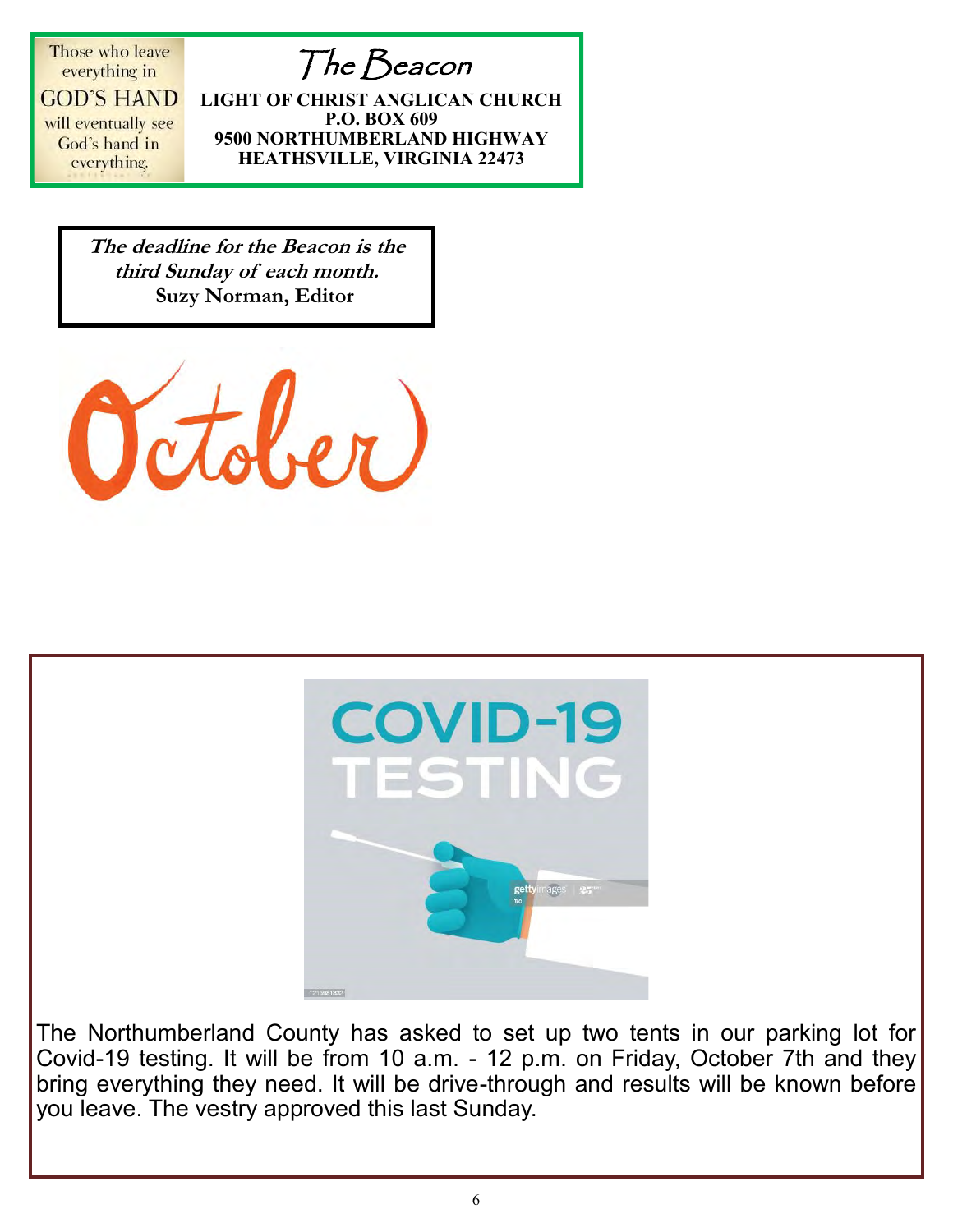Those who leave everything in GOD'S HAND will eventually see God's hand in everything.

# The Beacon

**LIGHT OF CHRIST ANGLICAN CHURCH**
**P.O. BOX 609**
**9500 NORTHUMBERLAND HIGHWAY**
**HEATHSVILLE, VIRGINIA 22473**

***The deadline for the Beacon is the third Sunday of each month.***
**Suzy Norman, Editor**

# October

## COVID-19 TESTING

The Northumberland County has asked to set up two tents in our parking lot for Covid-19 testing. It will be from 10 a.m. - 12 p.m. on Friday, October 7th and they bring everything they need. It will be drive-through and results will be known before you leave. The vestry approved this last Sunday.